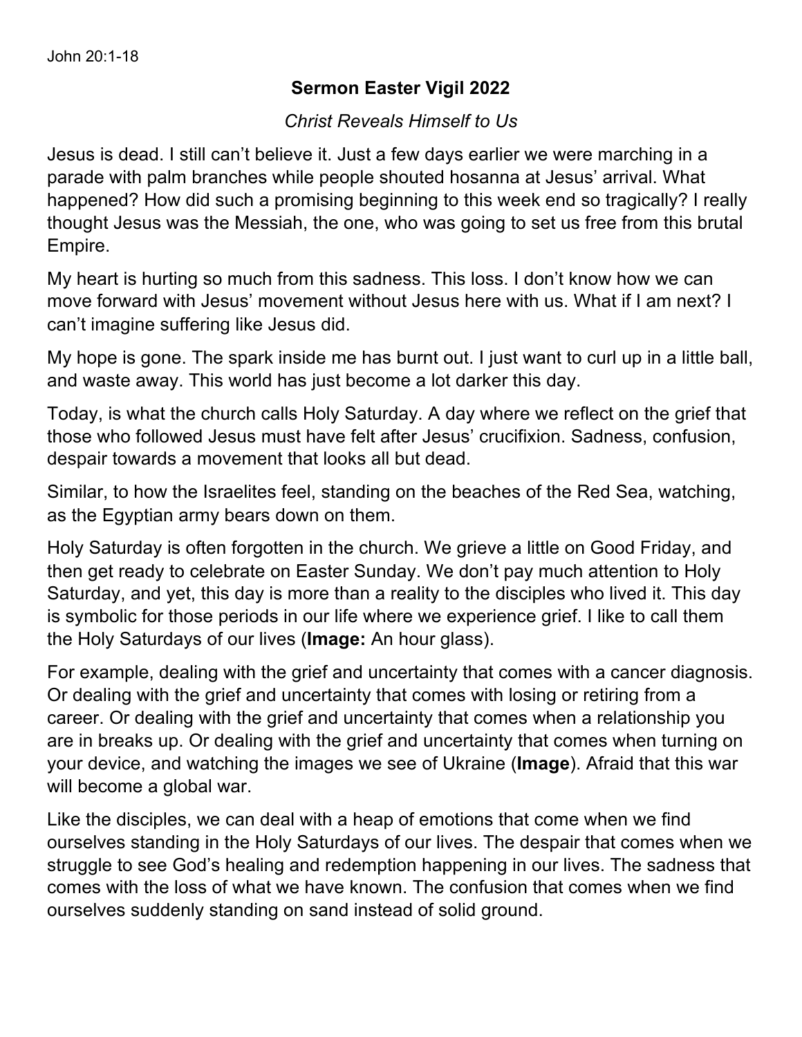John 20:1-18

## Sermon Easter Vigil 2022

*Christ Reveals Himself to Us*

Jesus is dead. I still can't believe it. Just a few days earlier we were marching in a parade with palm branches while people shouted hosanna at Jesus' arrival. What happened? How did such a promising beginning to this week end so tragically? I really thought Jesus was the Messiah, the one, who was going to set us free from this brutal Empire.

My heart is hurting so much from this sadness. This loss. I don't know how we can move forward with Jesus' movement without Jesus here with us. What if I am next? I can't imagine suffering like Jesus did.

My hope is gone. The spark inside me has burnt out. I just want to curl up in a little ball, and waste away. This world has just become a lot darker this day.

Today, is what the church calls Holy Saturday. A day where we reflect on the grief that those who followed Jesus must have felt after Jesus' crucifixion. Sadness, confusion, despair towards a movement that looks all but dead.

Similar, to how the Israelites feel, standing on the beaches of the Red Sea, watching, as the Egyptian army bears down on them.

Holy Saturday is often forgotten in the church. We grieve a little on Good Friday, and then get ready to celebrate on Easter Sunday. We don't pay much attention to Holy Saturday, and yet, this day is more than a reality to the disciples who lived it. This day is symbolic for those periods in our life where we experience grief. I like to call them the Holy Saturdays of our lives (**Image:** An hour glass).

For example, dealing with the grief and uncertainty that comes with a cancer diagnosis. Or dealing with the grief and uncertainty that comes with losing or retiring from a career. Or dealing with the grief and uncertainty that comes when a relationship you are in breaks up. Or dealing with the grief and uncertainty that comes when turning on your device, and watching the images we see of Ukraine (**Image**). Afraid that this war will become a global war.

Like the disciples, we can deal with a heap of emotions that come when we find ourselves standing in the Holy Saturdays of our lives. The despair that comes when we struggle to see God's healing and redemption happening in our lives. The sadness that comes with the loss of what we have known. The confusion that comes when we find ourselves suddenly standing on sand instead of solid ground.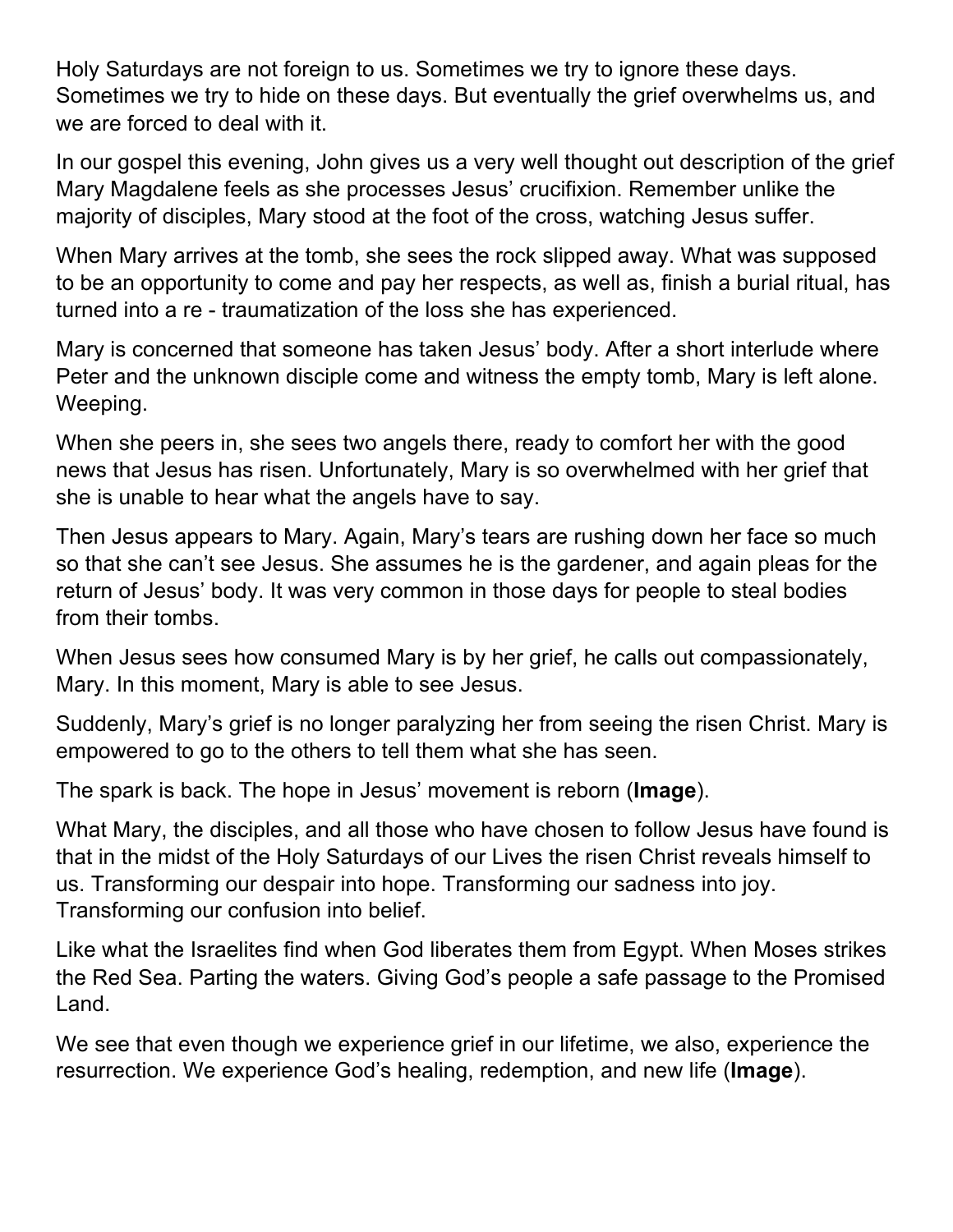Holy Saturdays are not foreign to us. Sometimes we try to ignore these days. Sometimes we try to hide on these days. But eventually the grief overwhelms us, and we are forced to deal with it.

In our gospel this evening, John gives us a very well thought out description of the grief Mary Magdalene feels as she processes Jesus' crucifixion. Remember unlike the majority of disciples, Mary stood at the foot of the cross, watching Jesus suffer.

When Mary arrives at the tomb, she sees the rock slipped away. What was supposed to be an opportunity to come and pay her respects, as well as, finish a burial ritual, has turned into a re - traumatization of the loss she has experienced.

Mary is concerned that someone has taken Jesus' body. After a short interlude where Peter and the unknown disciple come and witness the empty tomb, Mary is left alone. Weeping.

When she peers in, she sees two angels there, ready to comfort her with the good news that Jesus has risen. Unfortunately, Mary is so overwhelmed with her grief that she is unable to hear what the angels have to say.

Then Jesus appears to Mary. Again, Mary's tears are rushing down her face so much so that she can't see Jesus. She assumes he is the gardener, and again pleas for the return of Jesus' body. It was very common in those days for people to steal bodies from their tombs.

When Jesus sees how consumed Mary is by her grief, he calls out compassionately, Mary. In this moment, Mary is able to see Jesus.

Suddenly, Mary's grief is no longer paralyzing her from seeing the risen Christ. Mary is empowered to go to the others to tell them what she has seen.

The spark is back. The hope in Jesus' movement is reborn (**Image**).

What Mary, the disciples, and all those who have chosen to follow Jesus have found is that in the midst of the Holy Saturdays of our Lives the risen Christ reveals himself to us. Transforming our despair into hope. Transforming our sadness into joy. Transforming our confusion into belief.

Like what the Israelites find when God liberates them from Egypt. When Moses strikes the Red Sea. Parting the waters. Giving God's people a safe passage to the Promised Land.

We see that even though we experience grief in our lifetime, we also, experience the resurrection. We experience God's healing, redemption, and new life (**Image**).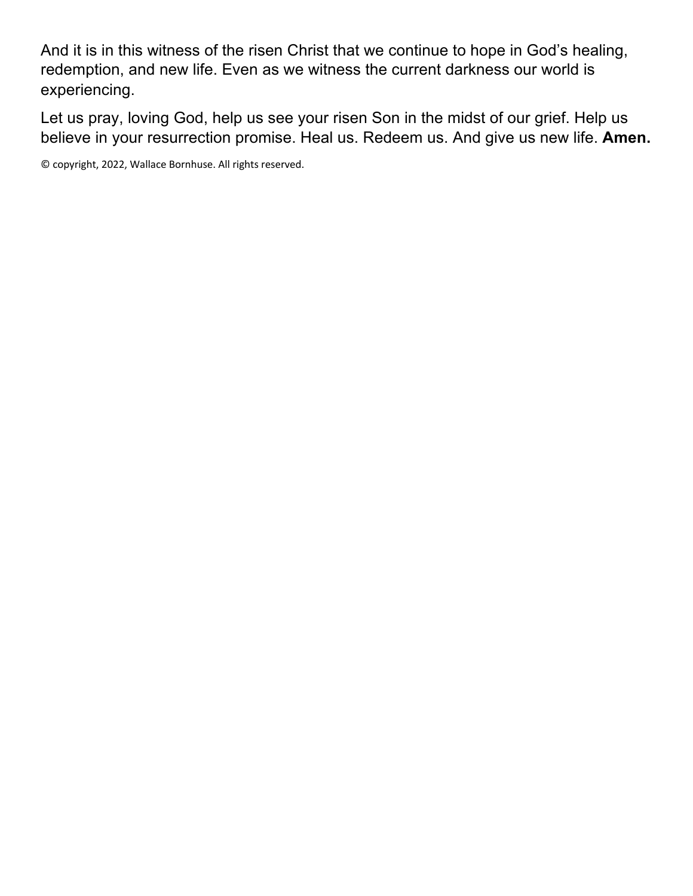And it is in this witness of the risen Christ that we continue to hope in God's healing, redemption, and new life. Even as we witness the current darkness our world is experiencing.

Let us pray, loving God, help us see your risen Son in the midst of our grief. Help us believe in your resurrection promise. Heal us. Redeem us. And give us new life. **Amen.**

© copyright, 2022, Wallace Bornhuse. All rights reserved.